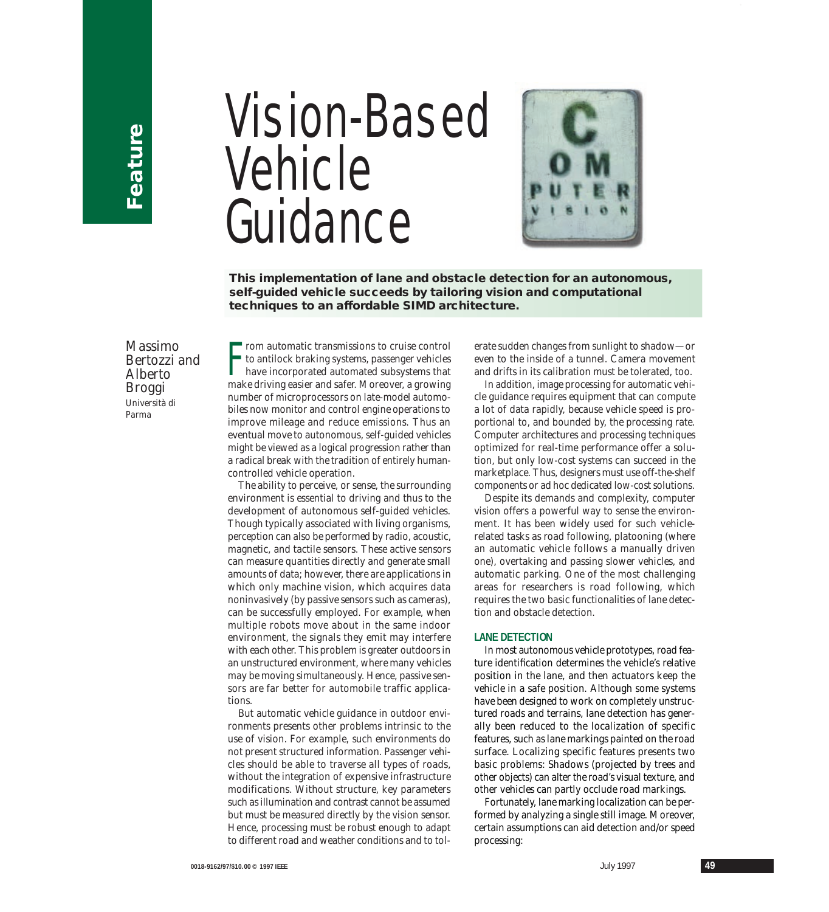Feature

# Vision-Based Vehicle Guidance

**This implementation of lane and obstacle detection for an autonomous, self-guided vehicle succeeds by tailoring vision and computational techniques to an affordable SIMD architecture.**

Massimo Bertozzi and Alberto Broggi
*Università di Parma*

From automatic transmissions to cruise control to antilock braking systems, passenger vehicles have incorporated automated subsystems that make driving easier and safer. Moreover, a growing number of microprocessors on late-model automobiles now monitor and control engine operations to improve mileage and reduce emissions. Thus an eventual move to autonomous, self-guided vehicles might be viewed as a logical progression rather than a radical break with the tradition of entirely human-controlled vehicle operation.

The ability to perceive, or sense, the surrounding environment is essential to driving and thus to the development of autonomous self-guided vehicles. Though typically associated with living organisms, perception can also be performed by radio, acoustic, magnetic, and tactile sensors. These active sensors can measure quantities directly and generate small amounts of data; however, there are applications in which only machine vision, which acquires data noninvasively (by passive sensors such as cameras), can be successfully employed. For example, when multiple robots move about in the same indoor environment, the signals they emit may interfere with each other. This problem is greater outdoors in an unstructured environment, where many vehicles may be moving simultaneously. Hence, passive sensors are far better for automobile traffic applications.

But automatic vehicle guidance in outdoor environments presents other problems intrinsic to the use of vision. For example, such environments do not present structured information. Passenger vehicles should be able to traverse all types of roads, without the integration of expensive infrastructure modifications. Without structure, key parameters such as illumination and contrast cannot be assumed but must be measured directly by the vision sensor. Hence, processing must be robust enough to adapt to different road and weather conditions and to tolerate sudden changes from sunlight to shadow—or even to the inside of a tunnel. Camera movement and drifts in its calibration must be tolerated, too.

In addition, image processing for automatic vehicle guidance requires equipment that can compute a lot of data rapidly, because vehicle speed is proportional to, and bounded by, the processing rate. Computer architectures and processing techniques optimized for real-time performance offer a solution, but only low-cost systems can succeed in the marketplace. Thus, designers must use off-the-shelf components or ad hoc dedicated low-cost solutions.

Despite its demands and complexity, computer vision offers a powerful way to sense the environment. It has been widely used for such vehicle-related tasks as road following, platooning (where an automatic vehicle follows a manually driven one), overtaking and passing slower vehicles, and automatic parking. One of the most challenging areas for researchers is road following, which requires the two basic functionalities of lane detection and obstacle detection.

## LANE DETECTION

In most autonomous vehicle prototypes, road feature identification determines the vehicle's relative position in the lane, and then actuators keep the vehicle in a safe position. Although some systems have been designed to work on completely unstructured roads and terrains, lane detection has generally been reduced to the localization of specific features, such as lane markings painted on the road surface. Localizing specific features presents two basic problems: Shadows (projected by trees and other objects) can alter the road's visual texture, and other vehicles can partly occlude road markings.

Fortunately, lane marking localization can be performed by analyzing a single still image. Moreover, certain assumptions can aid detection and/or speed processing:

0018-9162/97/$10.00 © 1997 IEEE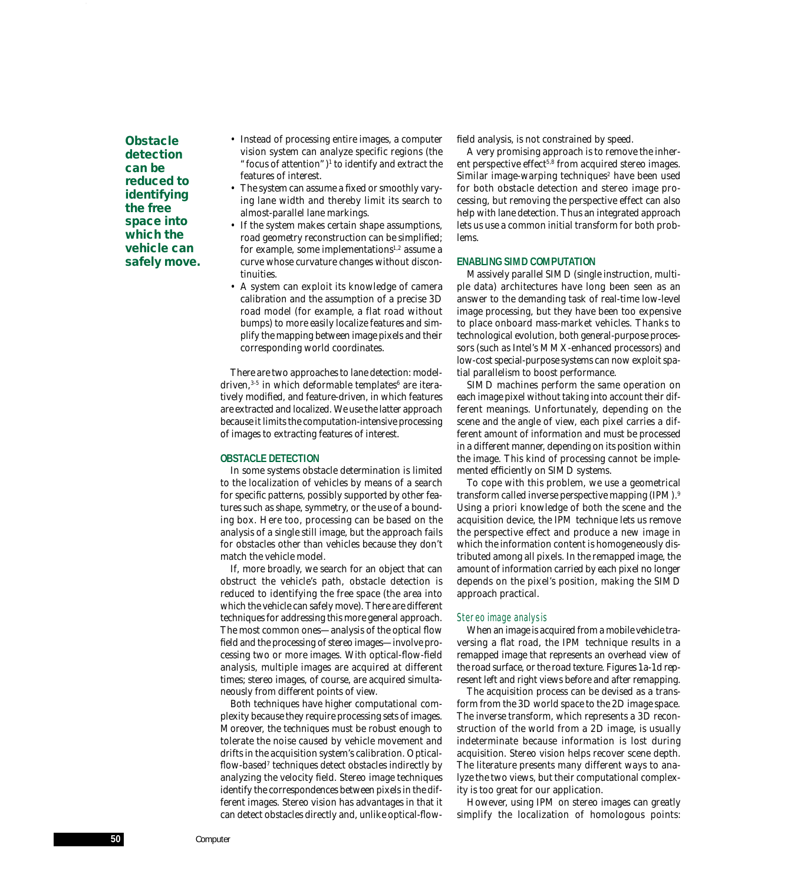**Obstacle detection can be reduced to identifying the free space into which the vehicle can safely move.**

- Instead of processing entire images, a computer vision system can analyze specific regions (the "focus of attention")[1] to identify and extract the features of interest.
- The system can assume a fixed or smoothly varying lane width and thereby limit its search to almost-parallel lane markings.
- If the system makes certain shape assumptions, road geometry reconstruction can be simplified; for example, some implementations[1,2] assume a curve whose curvature changes without discontinuities.
- A system can exploit its knowledge of camera calibration and the assumption of a precise 3D road model (for example, a flat road without bumps) to more easily localize features and simplify the mapping between image pixels and their corresponding world coordinates.

There are two approaches to lane detection: model-driven,[3-5] in which deformable templates[6] are iteratively modified, and feature-driven, in which features are extracted and localized. We use the latter approach because it limits the computation-intensive processing of images to extracting features of interest.

## OBSTACLE DETECTION

In some systems obstacle determination is limited to the localization of vehicles by means of a search for specific patterns, possibly supported by other features such as shape, symmetry, or the use of a bounding box. Here too, processing can be based on the analysis of a single still image, but the approach fails for obstacles other than vehicles because they don't match the vehicle model.

If, more broadly, we search for an object that can obstruct the vehicle's path, obstacle detection is reduced to identifying the free space (the area into which the vehicle can safely move). There are different techniques for addressing this more general approach. The most common ones—analysis of the optical flow field and the processing of stereo images—involve processing two or more images. With optical-flow-field analysis, multiple images are acquired at different times; stereo images, of course, are acquired simultaneously from different points of view.

Both techniques have higher computational complexity because they require processing sets of images. Moreover, the techniques must be robust enough to tolerate the noise caused by vehicle movement and drifts in the acquisition system's calibration. Optical-flow-based[7] techniques detect obstacles indirectly by analyzing the velocity field. Stereo image techniques identify the correspondences between pixels in the different images. Stereo vision has advantages in that it can detect obstacles directly and, unlike optical-flow-field analysis, is not constrained by speed.

A very promising approach is to remove the inherent perspective effect[5,8] from acquired stereo images. Similar image-warping techniques[2] have been used for both obstacle detection and stereo image processing, but removing the perspective effect can also help with lane detection. Thus an integrated approach lets us use a common initial transform for both problems.

## ENABLING SIMD COMPUTATION

Massively parallel SIMD (single instruction, multiple data) architectures have long been seen as an answer to the demanding task of real-time low-level image processing, but they have been too expensive to place onboard mass-market vehicles. Thanks to technological evolution, both general-purpose processors (such as Intel's MMX-enhanced processors) and low-cost special-purpose systems can now exploit spatial parallelism to boost performance.

SIMD machines perform the same operation on each image pixel without taking into account their different meanings. Unfortunately, depending on the scene and the angle of view, each pixel carries a different amount of information and must be processed in a different manner, depending on its position within the image. This kind of processing cannot be implemented efficiently on SIMD systems.

To cope with this problem, we use a geometrical transform called inverse perspective mapping (IPM).[9] Using a priori knowledge of both the scene and the acquisition device, the IPM technique lets us remove the perspective effect and produce a new image in which the information content is homogeneously distributed among all pixels. In the remapped image, the amount of information carried by each pixel no longer depends on the pixel's position, making the SIMD approach practical.

### *Stereo image analysis*

When an image is acquired from a mobile vehicle traversing a flat road, the IPM technique results in a remapped image that represents an overhead view of the road surface, or the road texture. Figures 1a-1d represent left and right views before and after remapping.

The acquisition process can be devised as a transform from the 3D world space to the 2D image space. The inverse transform, which represents a 3D reconstruction of the world from a 2D image, is usually indeterminate because information is lost during acquisition. Stereo vision helps recover scene depth. The literature presents many different ways to analyze the two views, but their computational complexity is too great for our application.

However, using IPM on stereo images can greatly simplify the localization of homologous points: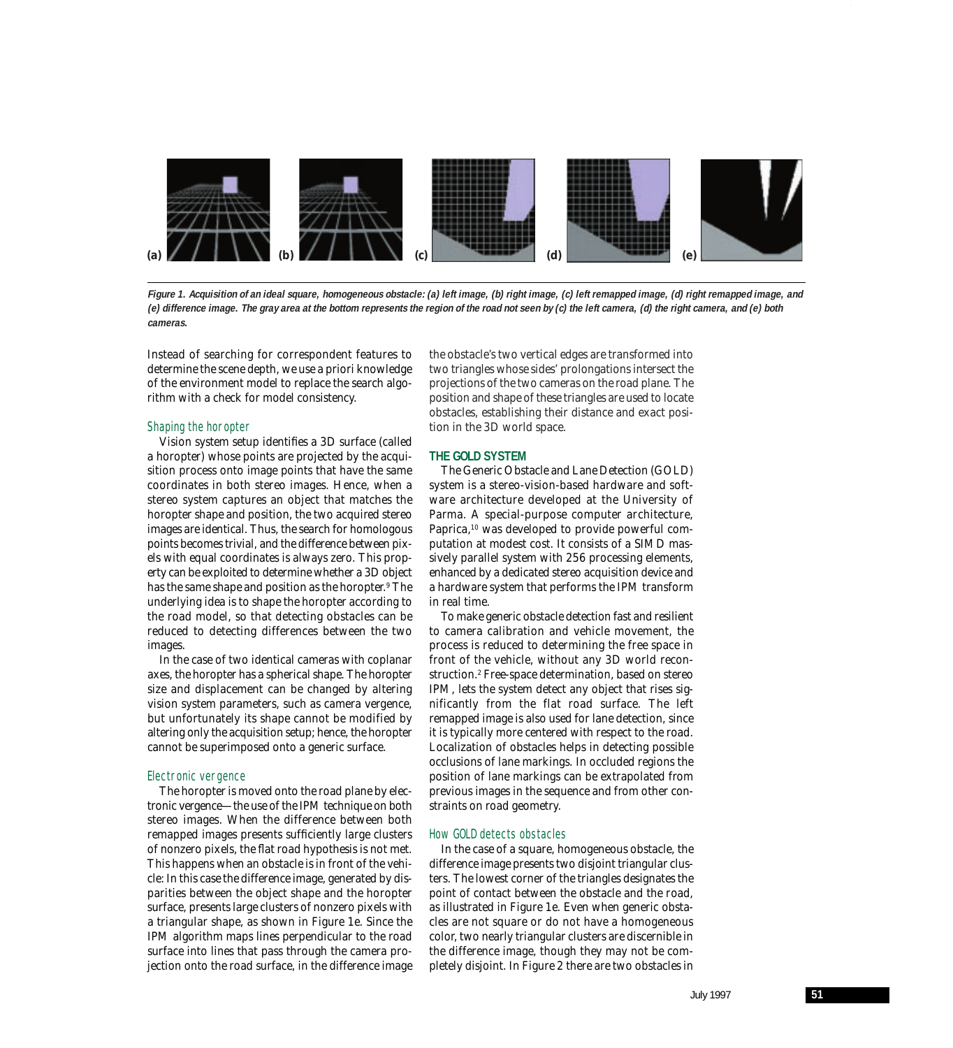**Figure 1. Acquisition of an ideal square, homogeneous obstacle: (a) left image, (b) right image, (c) left remapped image, (d) right remapped image, and (e) difference image. The gray area at the bottom represents the region of the road not seen by (c) the left camera, (d) the right camera, and (e) both cameras.**

Instead of searching for correspondent features to determine the scene depth, we use a priori knowledge of the environment model to replace the search algorithm with a check for model consistency.

### Shaping the horopter

Vision system setup identifies a 3D surface (called a horopter) whose points are projected by the acquisition process onto image points that have the same coordinates in both stereo images. Hence, when a stereo system captures an object that matches the horopter shape and position, the two acquired stereo images are identical. Thus, the search for homologous points becomes trivial, and the difference between pixels with equal coordinates is always zero. This property can be exploited to determine whether a 3D object has the same shape and position as the horopter.[9] The underlying idea is to shape the horopter according to the road model, so that detecting obstacles can be reduced to detecting differences between the two images.

In the case of two identical cameras with coplanar axes, the horopter has a spherical shape. The horopter size and displacement can be changed by altering vision system parameters, such as camera vergence, but unfortunately its shape cannot be modified by altering only the acquisition setup; hence, the horopter cannot be superimposed onto a generic surface.

### Electronic vergence

The horopter is moved onto the road plane by electronic vergence—the use of the IPM technique on both stereo images. When the difference between both remapped images presents sufficiently large clusters of nonzero pixels, the flat road hypothesis is not met. This happens when an obstacle is in front of the vehicle: In this case the difference image, generated by disparities between the object shape and the horopter surface, presents large clusters of nonzero pixels with a triangular shape, as shown in Figure 1e. Since the IPM algorithm maps lines perpendicular to the road surface into lines that pass through the camera projection onto the road surface, in the difference image the obstacle's two vertical edges are transformed into two triangles whose sides' prolongations intersect the projections of the two cameras on the road plane. The position and shape of these triangles are used to locate obstacles, establishing their distance and exact position in the 3D world space.

## THE GOLD SYSTEM

The Generic Obstacle and Lane Detection (GOLD) system is a stereo-vision-based hardware and software architecture developed at the University of Parma. A special-purpose computer architecture, Paprica,[10] was developed to provide powerful computation at modest cost. It consists of a SIMD massively parallel system with 256 processing elements, enhanced by a dedicated stereo acquisition device and a hardware system that performs the IPM transform in real time.

To make generic obstacle detection fast and resilient to camera calibration and vehicle movement, the process is reduced to determining the free space in front of the vehicle, without any 3D world reconstruction.[2] Free-space determination, based on stereo IPM, lets the system detect any object that rises significantly from the flat road surface. The left remapped image is also used for lane detection, since it is typically more centered with respect to the road. Localization of obstacles helps in detecting possible occlusions of lane markings. In occluded regions the position of lane markings can be extrapolated from previous images in the sequence and from other constraints on road geometry.

### How GOLD detects obstacles

In the case of a square, homogeneous obstacle, the difference image presents two disjoint triangular clusters. The lowest corner of the triangles designates the point of contact between the obstacle and the road, as illustrated in Figure 1e. Even when generic obstacles are not square or do not have a homogeneous color, two nearly triangular clusters are discernible in the difference image, though they may not be completely disjoint. In Figure 2 there are two obstacles in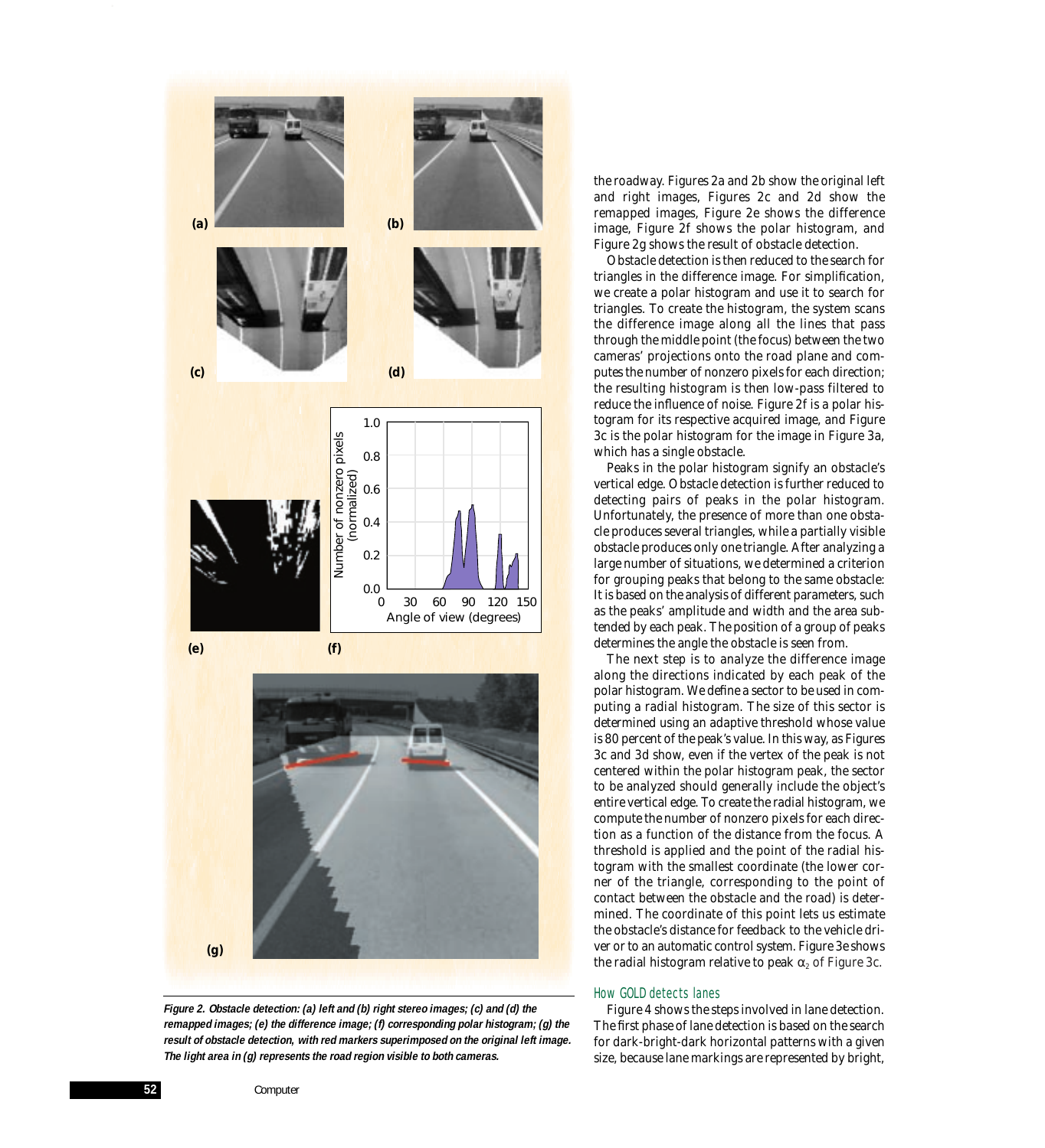the roadway. Figures 2a and 2b show the original left and right images, Figures 2c and 2d show the remapped images, Figure 2e shows the difference image, Figure 2f shows the polar histogram, and Figure 2g shows the result of obstacle detection.

Obstacle detection is then reduced to the search for triangles in the difference image. For simplification, we create a polar histogram and use it to search for triangles. To create the histogram, the system scans the difference image along all the lines that pass through the middle point (the focus) between the two cameras' projections onto the road plane and computes the number of nonzero pixels for each direction; the resulting histogram is then low-pass filtered to reduce the influence of noise. Figure 2f is a polar histogram for its respective acquired image, and Figure 3c is the polar histogram for the image in Figure 3a, which has a single obstacle.

Peaks in the polar histogram signify an obstacle's vertical edge. Obstacle detection is further reduced to detecting pairs of peaks in the polar histogram. Unfortunately, the presence of more than one obstacle produces several triangles, while a partially visible obstacle produces only one triangle. After analyzing a large number of situations, we determined a criterion for grouping peaks that belong to the same obstacle: It is based on the analysis of different parameters, such as the peaks' amplitude and width and the area subtended by each peak. The position of a group of peaks determines the angle the obstacle is seen from.

The next step is to analyze the difference image along the directions indicated by each peak of the polar histogram. We define a sector to be used in computing a radial histogram. The size of this sector is determined using an adaptive threshold whose value is 80 percent of the peak's value. In this way, as Figures 3c and 3d show, even if the vertex of the peak is not centered within the polar histogram peak, the sector to be analyzed should generally include the object's entire vertical edge. To create the radial histogram, we compute the number of nonzero pixels for each direction as a function of the distance from the focus. A threshold is applied and the point of the radial histogram with the smallest coordinate (the lower corner of the triangle, corresponding to the point of contact between the obstacle and the road) is determined. The coordinate of this point lets us estimate the obstacle's distance for feedback to the vehicle driver or to an automatic control system. Figure 3e shows the radial histogram relative to peak $\alpha_2$ of Figure 3c.

**Figure 2. Obstacle detection: (a) left and (b) right stereo images; (c) and (d) the remapped images; (e) the difference image; (f) corresponding polar histogram; (g) the result of obstacle detection, with red markers superimposed on the original left image. The light area in (g) represents the road region visible to both cameras.**

### How GOLD detects lanes

Figure 4 shows the steps involved in lane detection. The first phase of lane detection is based on the search for dark-bright-dark horizontal patterns with a given size, because lane markings are represented by bright,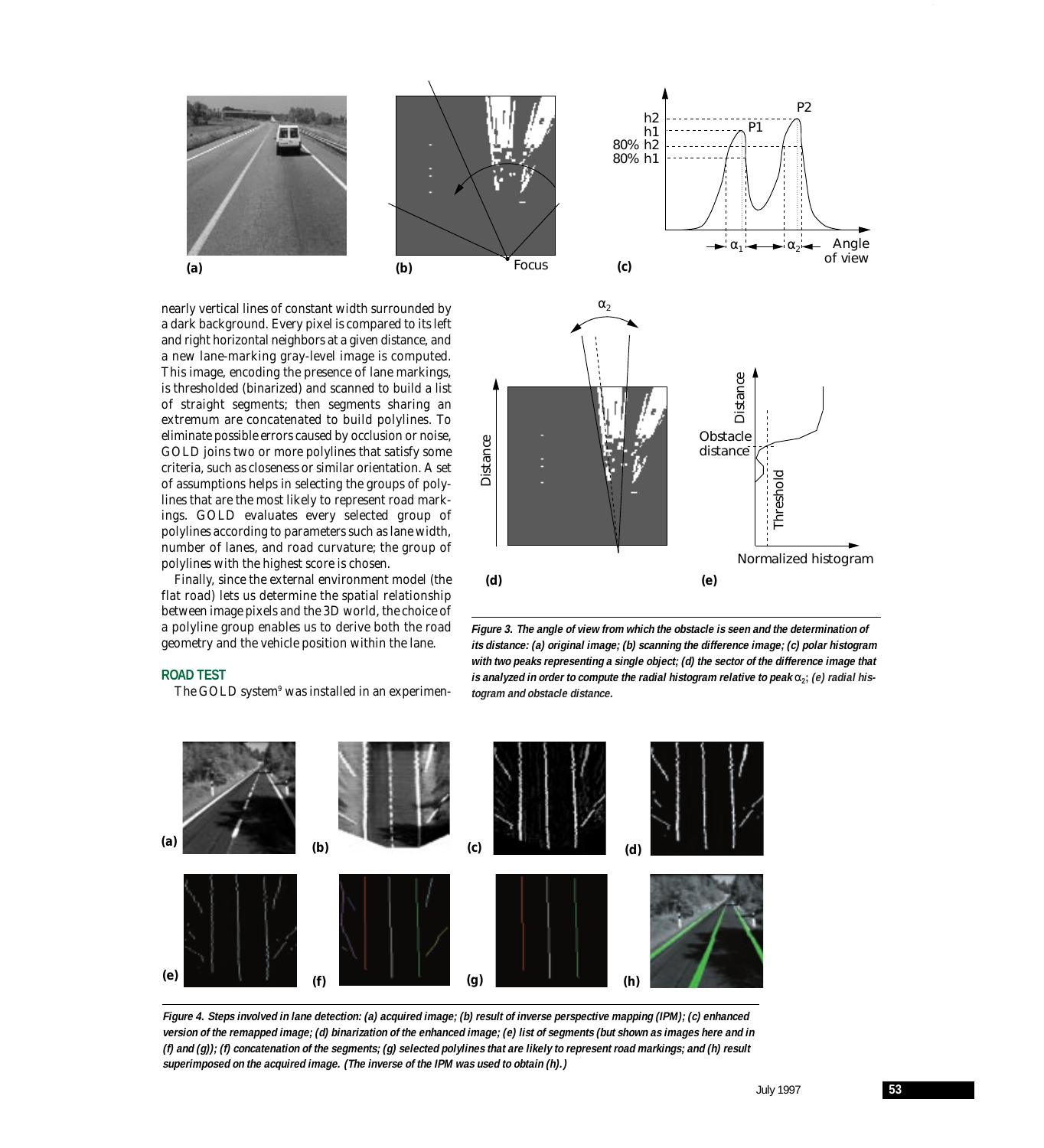nearly vertical lines of constant width surrounded by a dark background. Every pixel is compared to its left and right horizontal neighbors at a given distance, and a new lane-marking gray-level image is computed. This image, encoding the presence of lane markings, is thresholded (binarized) and scanned to build a list of straight segments; then segments sharing an extremum are concatenated to build polylines. To eliminate possible errors caused by occlusion or noise, GOLD joins two or more polylines that satisfy some criteria, such as closeness or similar orientation. A set of assumptions helps in selecting the groups of polylines that are the most likely to represent road markings. GOLD evaluates every selected group of polylines according to parameters such as lane width, number of lanes, and road curvature; the group of polylines with the highest score is chosen.

Finally, since the external environment model (the flat road) lets us determine the spatial relationship between image pixels and the 3D world, the choice of a polyline group enables us to derive both the road geometry and the vehicle position within the lane.

## ROAD TEST

The GOLD system[9] was installed in an experimen-

*Figure 3. The angle of view from which the obstacle is seen and the determination of its distance: (a) original image; (b) scanning the difference image; (c) polar histogram with two peaks representing a single object; (d) the sector of the difference image that is analyzed in order to compute the radial histogram relative to peak $\alpha_2$; (e) radial histogram and obstacle distance.*

*Figure 4. Steps involved in lane detection: (a) acquired image; (b) result of inverse perspective mapping (IPM); (c) enhanced version of the remapped image; (d) binarization of the enhanced image; (e) list of segments (but shown as images here and in (f) and (g)); (f) concatenation of the segments; (g) selected polylines that are likely to represent road markings; and (h) result superimposed on the acquired image. (The inverse of the IPM was used to obtain (h).)*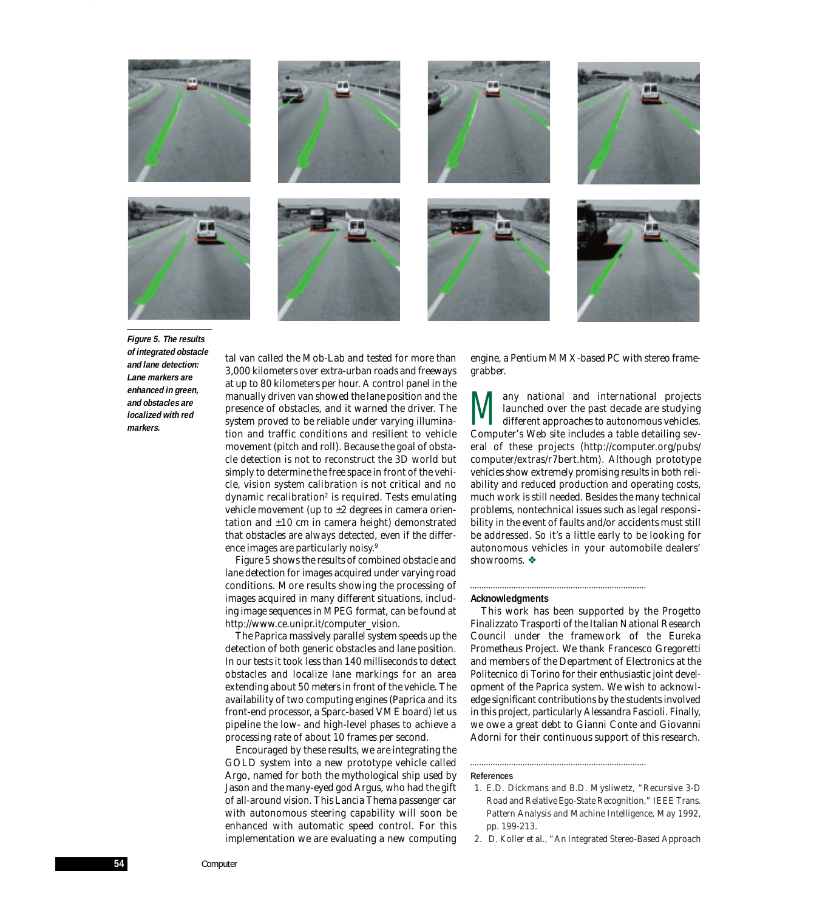*Figure 5. The results of integrated obstacle and lane detection: Lane markers are enhanced in green, and obstacles are localized with red markers.*

tal van called the Mob-Lab and tested for more than 3,000 kilometers over extra-urban roads and freeways at up to 80 kilometers per hour. A control panel in the manually driven van showed the lane position and the presence of obstacles, and it warned the driver. The system proved to be reliable under varying illumination and traffic conditions and resilient to vehicle movement (pitch and roll). Because the goal of obstacle detection is not to reconstruct the 3D world but simply to determine the free space in front of the vehicle, vision system calibration is not critical and no dynamic recalibration[2] is required. Tests emulating vehicle movement (up to ±2 degrees in camera orientation and ±10 cm in camera height) demonstrated that obstacles are always detected, even if the difference images are particularly noisy.[9]

Figure 5 shows the results of combined obstacle and lane detection for images acquired under varying road conditions. More results showing the processing of images acquired in many different situations, including image sequences in MPEG format, can be found at http://www.ce.unipr.it/computer_vision.

The Paprica massively parallel system speeds up the detection of both generic obstacles and lane position. In our tests it took less than 140 milliseconds to detect obstacles and localize lane markings for an area extending about 50 meters in front of the vehicle. The availability of two computing engines (Paprica and its front-end processor, a Sparc-based VME board) let us pipeline the low- and high-level phases to achieve a processing rate of about 10 frames per second.

Encouraged by these results, we are integrating the GOLD system into a new prototype vehicle called Argo, named for both the mythological ship used by Jason and the many-eyed god Argus, who had the gift of all-around vision. This Lancia Thema passenger car with autonomous steering capability will soon be enhanced with automatic speed control. For this implementation we are evaluating a new computing engine, a Pentium MMX-based PC with stereo frame-grabber.

Many national and international projects launched over the past decade are studying different approaches to autonomous vehicles. Computer's Web site includes a table detailing several of these projects (http://computer.org/pubs/computer/extras/r7bert.htm). Although prototype vehicles show extremely promising results in both reliability and reduced production and operating costs, much work is still needed. Besides the many technical problems, nontechnical issues such as legal responsibility in the event of faults and/or accidents must still be addressed. So it's a little early to be looking for autonomous vehicles in your automobile dealers' showrooms. ❖

## Acknowledgments

This work has been supported by the Progetto Finalizzato Trasporti of the Italian National Research Council under the framework of the Eureka Prometheus Project. We thank Francesco Gregoretti and members of the Department of Electronics at the Politecnico di Torino for their enthusiastic joint development of the Paprica system. We wish to acknowledge significant contributions by the students involved in this project, particularly Alessandra Fascioli. Finally, we owe a great debt to Gianni Conte and Giovanni Adorni for their continuous support of this research.

## References

1. E.D. Dickmans and B.D. Mysliwetz, "Recursive 3-D Road and Relative Ego-State Recognition," *IEEE Trans. Pattern Analysis and Machine Intelligence*, May 1992, pp. 199-213.
2. D. Koller et al., "An Integrated Stereo-Based Approach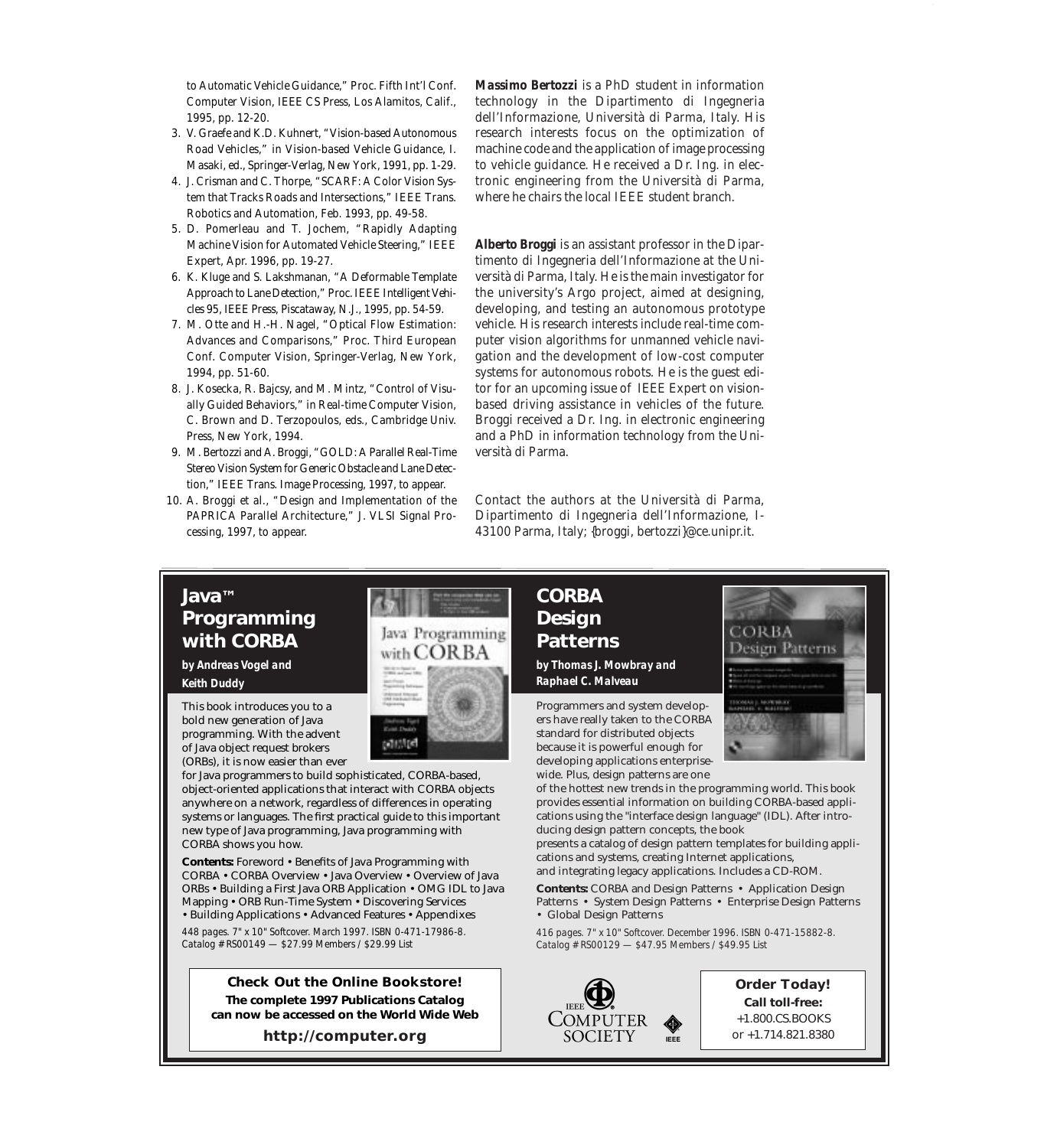to Automatic Vehicle Guidance," Proc. Fifth Int'l Conf. Computer Vision, IEEE CS Press, Los Alamitos, Calif., 1995, pp. 12-20.

3. V. Graefe and K.D. Kuhnert, "Vision-based Autonomous Road Vehicles," in Vision-based Vehicle Guidance, I. Masaki, ed., Springer-Verlag, New York, 1991, pp. 1-29.
4. J. Crisman and C. Thorpe, "SCARF: A Color Vision System that Tracks Roads and Intersections," IEEE Trans. Robotics and Automation, Feb. 1993, pp. 49-58.
5. D. Pomerleau and T. Jochem, "Rapidly Adapting Machine Vision for Automated Vehicle Steering," IEEE Expert, Apr. 1996, pp. 19-27.
6. K. Kluge and S. Lakshmanan, "A Deformable Template Approach to Lane Detection," Proc. IEEE Intelligent Vehicles 95, IEEE Press, Piscataway, N.J., 1995, pp. 54-59.
7. M. Otte and H.-H. Nagel, "Optical Flow Estimation: Advances and Comparisons," Proc. Third European Conf. Computer Vision, Springer-Verlag, New York, 1994, pp. 51-60.
8. J. Kosecka, R. Bajcsy, and M. Mintz, "Control of Visually Guided Behaviors," in Real-time Computer Vision, C. Brown and D. Terzopoulos, eds., Cambridge Univ. Press, New York, 1994.
9. M. Bertozzi and A. Broggi, "GOLD: A Parallel Real-Time Stereo Vision System for Generic Obstacle and Lane Detection," IEEE Trans. Image Processing, 1997, to appear.
10. A. Broggi et al., "Design and Implementation of the PAPRICA Parallel Architecture," J. VLSI Signal Processing, 1997, to appear.

**Massimo Bertozzi** is a PhD student in information technology in the Dipartimento di Ingegneria dell'Informazione, Università di Parma, Italy. His research interests focus on the optimization of machine code and the application of image processing to vehicle guidance. He received a Dr. Ing. in electronic engineering from the Università di Parma, where he chairs the local IEEE student branch.

**Alberto Broggi** is an assistant professor in the Dipartimento di Ingegneria dell'Informazione at the Università di Parma, Italy. He is the main investigator for the university's Argo project, aimed at designing, developing, and testing an autonomous prototype vehicle. His research interests include real-time computer vision algorithms for unmanned vehicle navigation and the development of low-cost computer systems for autonomous robots. He is the guest editor for an upcoming issue of IEEE Expert on vision-based driving assistance in vehicles of the future. Broggi received a Dr. Ing. in electronic engineering and a PhD in information technology from the Università di Parma.

Contact the authors at the Università di Parma, Dipartimento di Ingegneria dell'Informazione, I-43100 Parma, Italy; {broggi, bertozzi}@ce.unipr.it.

## Java™ Programming with CORBA

***by Andreas Vogel and Keith Duddy***

This book introduces you to a bold new generation of Java programming. With the advent of Java object request brokers (ORBs), it is now easier than ever for Java programmers to build sophisticated, CORBA-based, object-oriented applications that interact with CORBA objects anywhere on a network, regardless of differences in operating systems or languages. The first practical guide to this important new type of Java programming, Java programming with CORBA shows you how.

**Contents:** Foreword • Benefits of Java Programming with CORBA • CORBA Overview • Java Overview • Overview of Java ORBs • Building a First Java ORB Application • OMG IDL to Java Mapping • ORB Run-Time System • Discovering Services • Building Applications • Advanced Features • Appendixes

*448 pages. 7" x 10" Softcover. March 1997. ISBN 0-471-17986-8. Catalog # RS00149 — $27.99 Members / $29.99 List*

## CORBA Design Patterns

***by Thomas J. Mowbray and Raphael C. Malveau***

Programmers and system developers have really taken to the CORBA standard for distributed objects because it is powerful enough for developing applications enterprise-wide. Plus, design patterns are one of the hottest new trends in the programming world. This book provides essential information on building CORBA-based applications using the "interface design language" (IDL). After introducing design pattern concepts, the book presents a catalog of design pattern templates for building applications and systems, creating Internet applications, and integrating legacy applications. Includes a CD-ROM.

**Contents:** CORBA and Design Patterns • Application Design Patterns • System Design Patterns • Enterprise Design Patterns • Global Design Patterns

*416 pages. 7" x 10" Softcover. December 1996. ISBN 0-471-15882-8. Catalog # RS00129 — $47.95 Members / $49.95 List*

**Check Out the Online Bookstore!**
**The complete 1997 Publications Catalog can now be accessed on the World Wide Web**
**http://computer.org**

IEEE Computer Society

**Order Today!**
**Call toll-free:**
+1.800.CS.BOOKS
or +1.714.821.8380